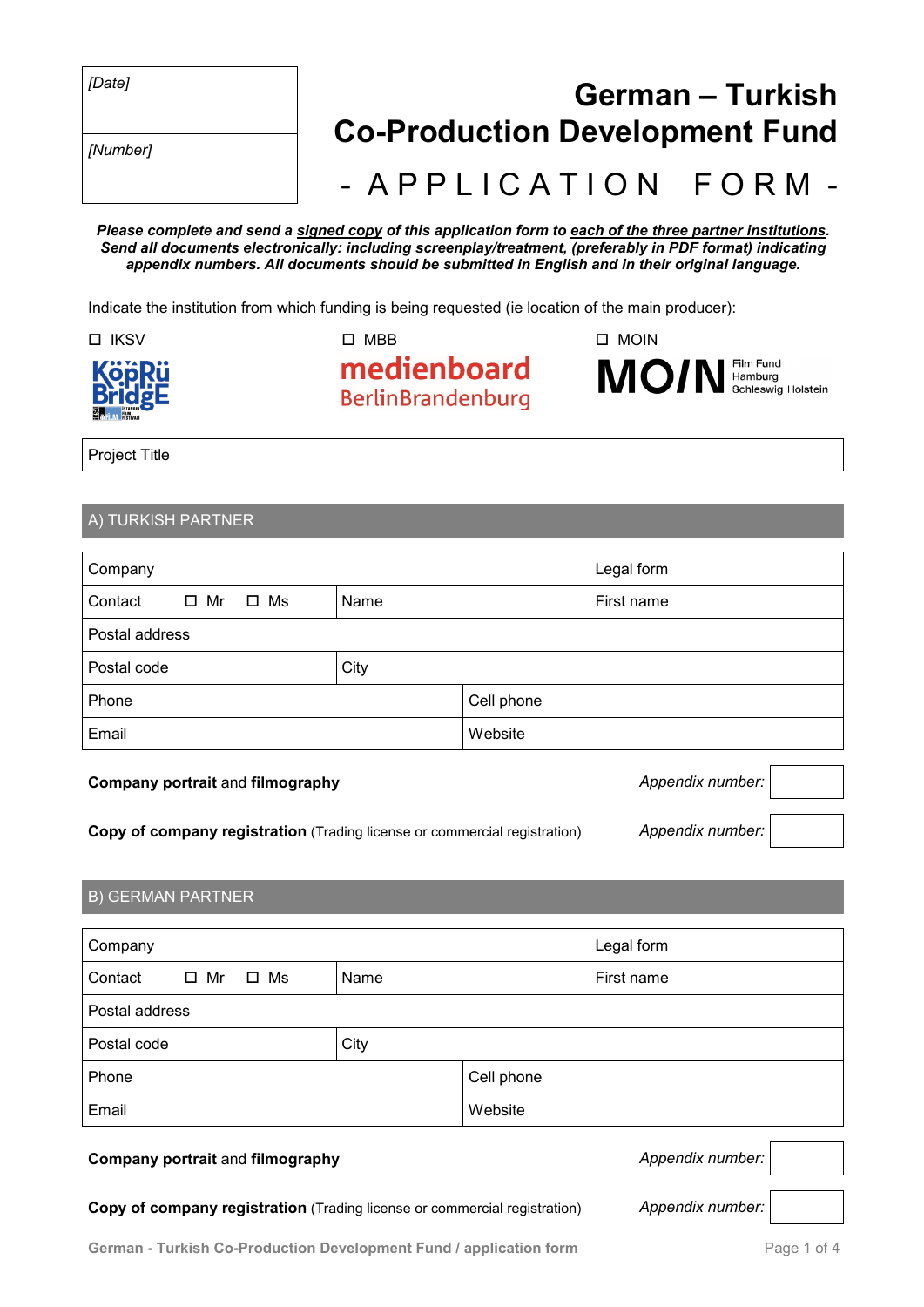| [Date] |
| --- |
| [Number] |

# German – Turkish Co-Production Development Fund

## - APPLICATION FORM -

***Please complete and send a <u>signed copy</u> of this application form to <u>each of the three partner institutions</u>. Send all documents electronically: including screenplay/treatment, (preferably in PDF format) indicating appendix numbers. All documents should be submitted in English and in their original language.***

Indicate the institution from which funding is being requested (ie location of the main producer):

☐ IKSV　　☐ MBB　　☐ MOIN

| Project Title |
| --- |

## A) TURKISH PARTNER

| Company | | | Legal form |
| --- | --- | --- | --- |
| Contact ☐ Mr ☐ Ms | Name | | First name |
| Postal address | | | |
| Postal code | City | | |
| Phone | | Cell phone | |
| Email | | Website | |

**Company portrait** and **filmography** — *Appendix number:* ______

**Copy of company registration** (Trading license or commercial registration) — *Appendix number:* ______

## B) GERMAN PARTNER

| Company | | | Legal form |
| --- | --- | --- | --- |
| Contact ☐ Mr ☐ Ms | Name | | First name |
| Postal address | | | |
| Postal code | City | | |
| Phone | | Cell phone | |
| Email | | Website | |

**Company portrait** and **filmography** — *Appendix number:* ______

**Copy of company registration** (Trading license or commercial registration) — *Appendix number:* ______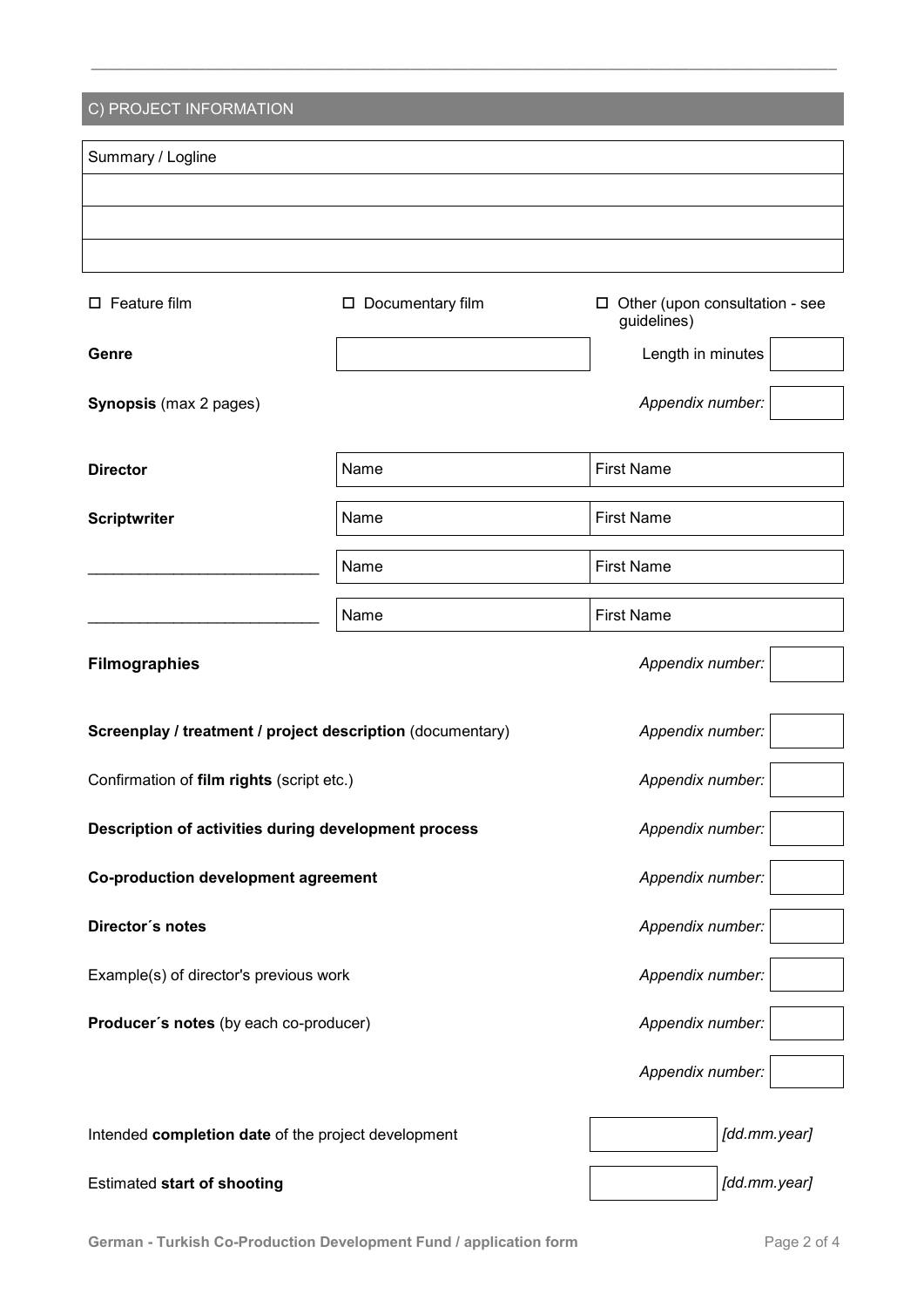## C) PROJECT INFORMATION

| Summary / Logline |
| --- |
| |
| |
| |

☐ Feature film ☐ Documentary film ☐ Other (upon consultation - see guidelines)

| | | | |
| --- | --- | --- | --- |
| **Genre** | | Length in minutes | |
| **Synopsis** (max 2 pages) | | *Appendix number:* | |

| | | |
| --- | --- | --- |
| **Director** | Name | First Name |
| **Scriptwriter** | Name | First Name |
| ___________________________ | Name | First Name |
| ___________________________ | Name | First Name |

| | |
| --- | --- |
| **Filmographies** | *Appendix number:* |
| **Screenplay / treatment / project description** (documentary) | *Appendix number:* |
| Confirmation of **film rights** (script etc.) | *Appendix number:* |
| **Description of activities during development process** | *Appendix number:* |
| **Co-production development agreement** | *Appendix number:* |
| **Director´s notes** | *Appendix number:* |
| Example(s) of director's previous work | *Appendix number:* |
| **Producer´s notes** (by each co-producer) | *Appendix number:* |
| | *Appendix number:* |

| | | |
| --- | --- | --- |
| Intended **completion date** of the project development | | *[dd.mm.year]* |
| Estimated **start of shooting** | | *[dd.mm.year]* |

**German - Turkish Co-Production Development Fund / application form**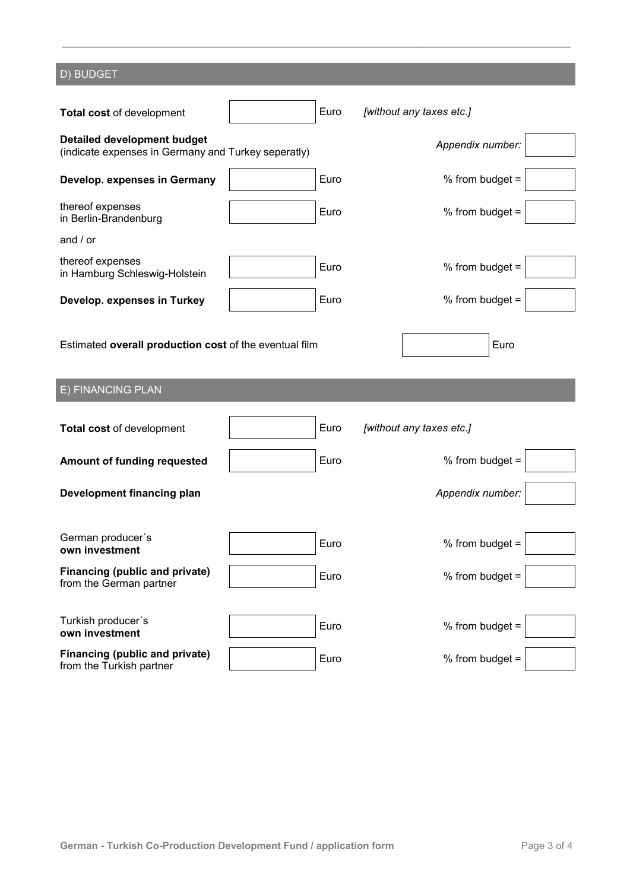## D) BUDGET

| | | | | |
|---|---|---|---|---|
| **Total cost** of development | | Euro | *[without any taxes etc.]* | |
| **Detailed development budget** (indicate expenses in Germany and Turkey seperatly) | | | *Appendix number:* | |
| **Develop. expenses in Germany** | | Euro | % from budget = | |
| thereof expenses in Berlin-Brandenburg | | Euro | % from budget = | |
| and / or | | | | |
| thereof expenses in Hamburg Schleswig-Holstein | | Euro | % from budget = | |
| **Develop. expenses in Turkey** | | Euro | % from budget = | |

Estimated **overall production cost** of the eventual film ______ Euro

## E) FINANCING PLAN

| | | | | |
|---|---|---|---|---|
| **Total cost** of development | | Euro | *[without any taxes etc.]* | |
| **Amount of funding requested** | | Euro | % from budget = | |
| **Development financing plan** | | | *Appendix number:* | |
| German producer´s **own investment** | | Euro | % from budget = | |
| **Financing (public and private)** from the German partner | | Euro | % from budget = | |
| Turkish producer´s **own investment** | | Euro | % from budget = | |
| **Financing (public and private)** from the Turkish partner | | Euro | % from budget = | |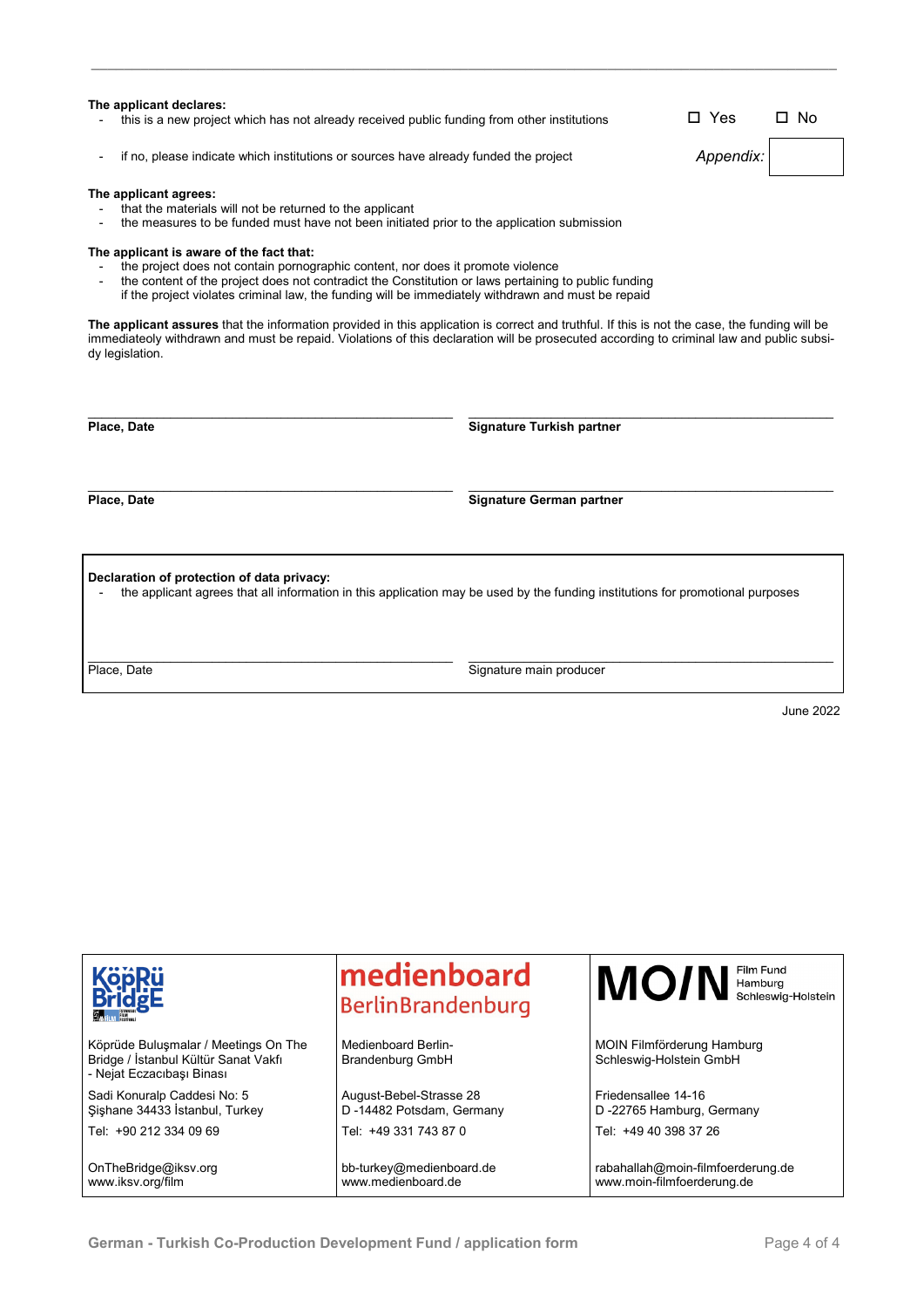**The applicant declares:**

- this is a new project which has not already received public funding from other institutions ☐ Yes ☐ No
- if no, please indicate which institutions or sources have already funded the project *Appendix:*

**The applicant agrees:**

- that the materials will not be returned to the applicant
- the measures to be funded must have not been initiated prior to the application submission

**The applicant is aware of the fact that:**

- the project does not contain pornographic content, nor does it promote violence
- the content of the project does not contradict the Constitution or laws pertaining to public funding if the project violates criminal law, the funding will be immediately withdrawn and must be repaid

**The applicant assures** that the information provided in this application is correct and truthful. If this is not the case, the funding will be immediateoly withdrawn and must be repaid. Violations of this declaration will be prosecuted according to criminal law and public subsidy legislation.

| | |
|---|---|
| ______________________________ | ______________________________ |
| **Place, Date** | **Signature Turkish partner** |
| ______________________________ | ______________________________ |
| **Place, Date** | **Signature German partner** |

**Declaration of protection of data privacy:**

- the applicant agrees that all information in this application may be used by the funding institutions for promotional purposes

| | |
|---|---|
| ______________________________ | ______________________________ |
| Place, Date | Signature main producer |

June 2022

| | | |
|---|---|---|
| KöPRü BridgE | medienboard BerlinBrandenburg | MOIN Film Fund Hamburg Schleswig-Holstein |
| Köprüde Buluşmalar / Meetings On The Bridge / İstanbul Kültür Sanat Vakfı - Nejat Eczacıbaşı Binası | Medienboard Berlin-Brandenburg GmbH | MOIN Filmförderung Hamburg Schleswig-Holstein GmbH |
| Sadi Konuralp Caddesi No: 5 Şişhane 34433 İstanbul, Turkey | August-Bebel-Strasse 28 D -14482 Potsdam, Germany | Friedensallee 14-16 D -22765 Hamburg, Germany |
| Tel: +90 212 334 09 69 | Tel: +49 331 743 87 0 | Tel: +49 40 398 37 26 |
| OnTheBridge@iksv.org www.iksv.org/film | bb-turkey@medienboard.de www.medienboard.de | rabahallah@moin-filmfoerderung.de www.moin-filmfoerderung.de |